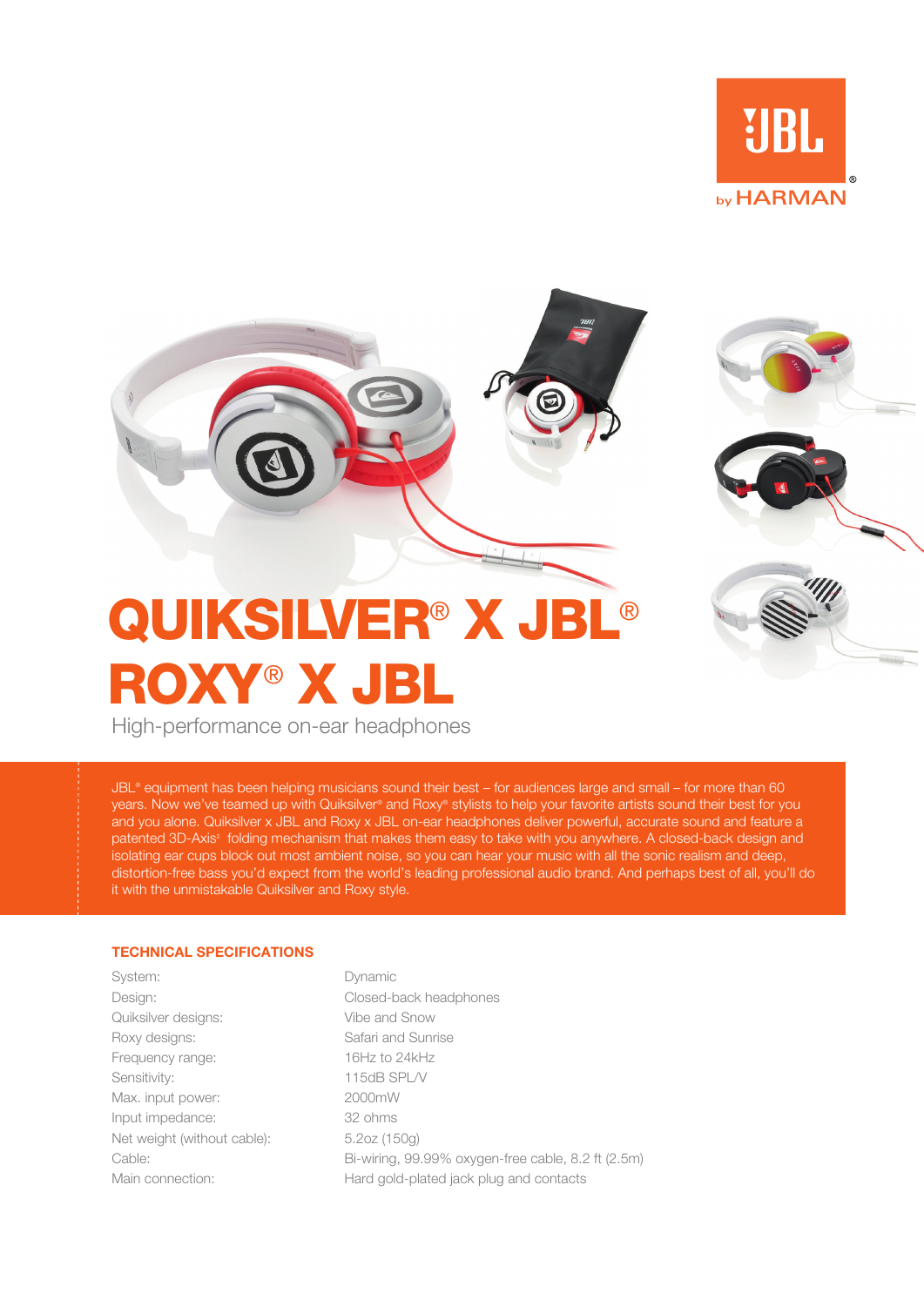# QUIKSILVER® X JBL®
# ROXY® X JBL

High-performance on-ear headphones

JBL® equipment has been helping musicians sound their best – for audiences large and small – for more than 60 years. Now we've teamed up with Quiksilver® and Roxy® stylists to help your favorite artists sound their best for you and you alone. Quiksilver x JBL and Roxy x JBL on-ear headphones deliver powerful, accurate sound and feature a patented 3D-Axis² folding mechanism that makes them easy to take with you anywhere. A closed-back design and isolating ear cups block out most ambient noise, so you can hear your music with all the sonic realism and deep, distortion-free bass you'd expect from the world's leading professional audio brand. And perhaps best of all, you'll do it with the unmistakable Quiksilver and Roxy style.

## TECHNICAL SPECIFICATIONS

| | |
|---|---|
| System: | Dynamic |
| Design: | Closed-back headphones |
| Quiksilver designs: | Vibe and Snow |
| Roxy designs: | Safari and Sunrise |
| Frequency range: | 16Hz to 24kHz |
| Sensitivity: | 115dB SPL/V |
| Max. input power: | 2000mW |
| Input impedance: | 32 ohms |
| Net weight (without cable): | 5.2oz (150g) |
| Cable: | Bi-wiring, 99.99% oxygen-free cable, 8.2 ft (2.5m) |
| Main connection: | Hard gold-plated jack plug and contacts |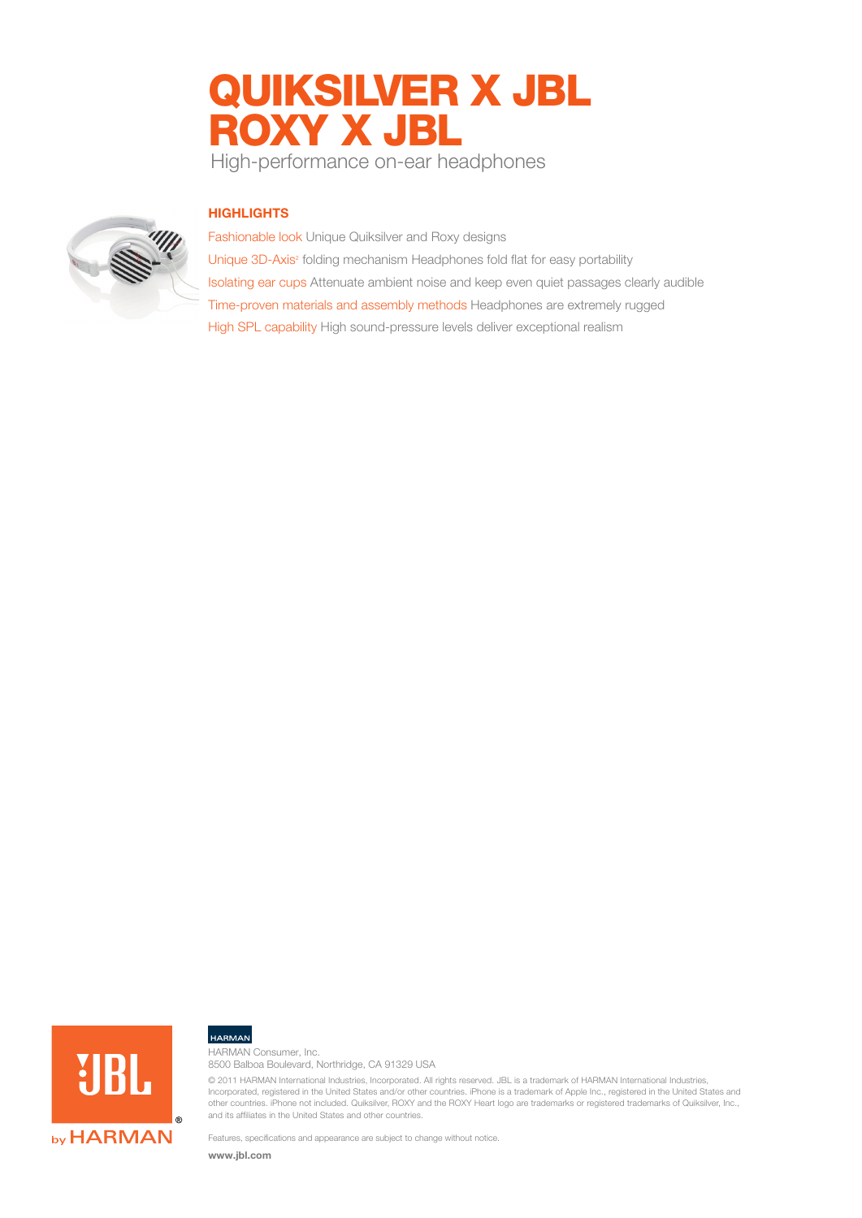# QUIKSILVER X JBL
# ROXY X JBL

High-performance on-ear headphones

### HIGHLIGHTS

Fashionable look Unique Quiksilver and Roxy designs

Unique 3D-Axis[2] folding mechanism Headphones fold flat for easy portability

Isolating ear cups Attenuate ambient noise and keep even quiet passages clearly audible

Time-proven materials and assembly methods Headphones are extremely rugged

High SPL capability High sound-pressure levels deliver exceptional realism

HARMAN

HARMAN Consumer, Inc.
8500 Balboa Boulevard, Northridge, CA 91329 USA

© 2011 HARMAN International Industries, Incorporated. All rights reserved. JBL is a trademark of HARMAN International Industries, Incorporated, registered in the United States and/or other countries. iPhone is a trademark of Apple Inc., registered in the United States and other countries. iPhone not included. Quiksilver, ROXY and the ROXY Heart logo are trademarks or registered trademarks of Quiksilver, Inc., and its affiliates in the United States and other countries.

Features, specifications and appearance are subject to change without notice.

**www.jbl.com**